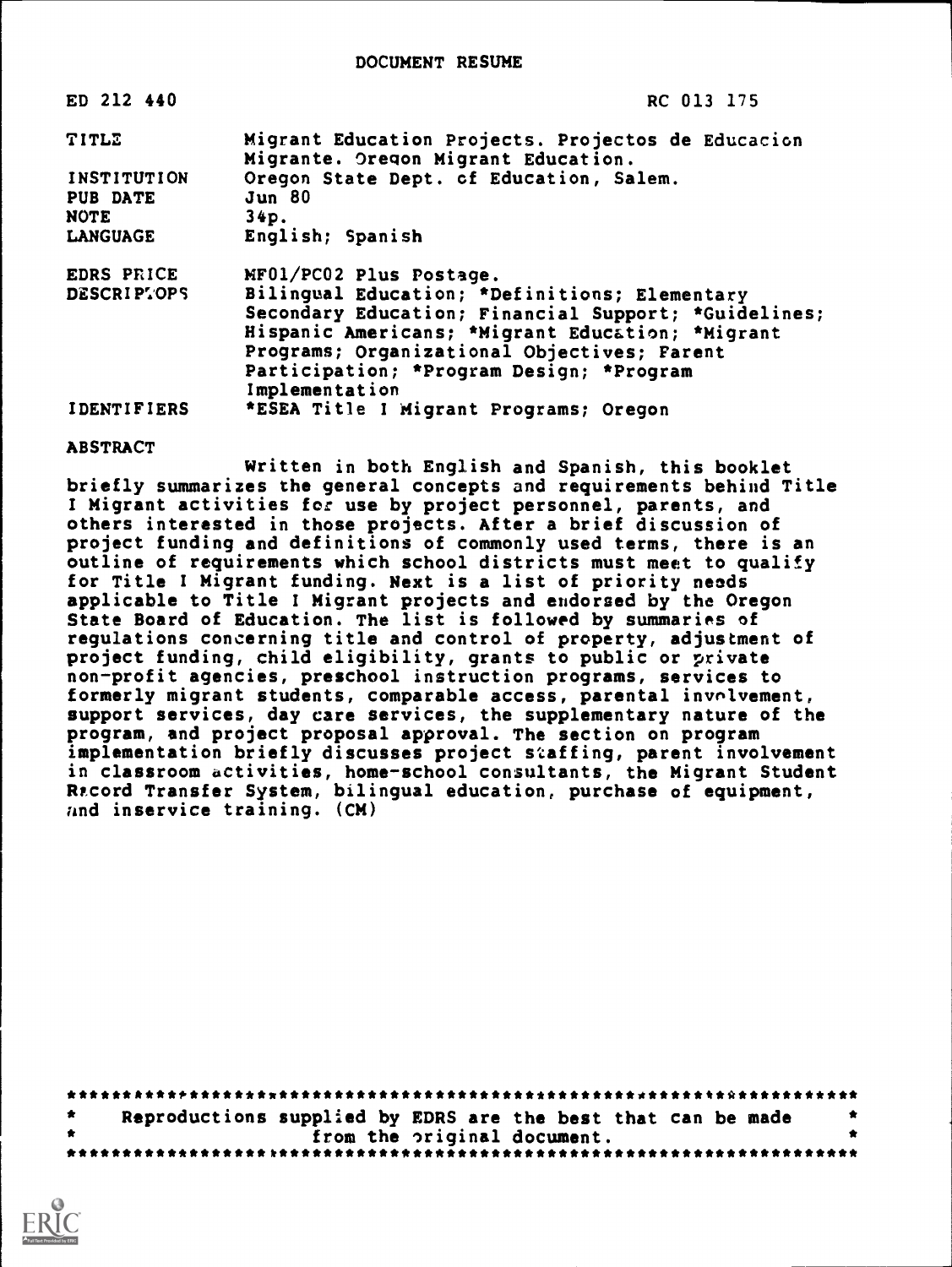# DOCUMENT RESUME

| | |
|---|---|
| ED 212 440 | RC 013 175 |
| TITLE | Migrant Education Projects. Projectos de Educacion Migrante. Oregon Migrant Education. |
| INSTITUTION | Oregon State Dept. of Education, Salem. |
| PUB DATE | Jun 80 |
| NOTE | 34p. |
| LANGUAGE | English; Spanish |
| EDRS PRICE | MF01/PC02 Plus Postage. |
| DESCRIPTORS | Bilingual Education; *Definitions; Elementary Secondary Education; Financial Support; *Guidelines; Hispanic Americans; *Migrant Education; *Migrant Programs; Organizational Objectives; Parent Participation; *Program Design; *Program Implementation |
| IDENTIFIERS | *ESEA Title I Migrant Programs; Oregon |

ABSTRACT

Written in both English and Spanish, this booklet briefly summarizes the general concepts and requirements behind Title I Migrant activities for use by project personnel, parents, and others interested in those projects. After a brief discussion of project funding and definitions of commonly used terms, there is an outline of requirements which school districts must meet to qualify for Title I Migrant funding. Next is a list of priority needs applicable to Title I Migrant projects and endorsed by the Oregon State Board of Education. The list is followed by summaries of regulations concerning title and control of property, adjustment of project funding, child eligibility, grants to public or private non-profit agencies, preschool instruction programs, services to formerly migrant students, comparable access, parental involvement, support services, day care services, the supplementary nature of the program, and project proposal approval. The section on program implementation briefly discusses project staffing, parent involvement in classroom activities, home-school consultants, the Migrant Student Record Transfer System, bilingual education, purchase of equipment, and inservice training. (CM)

***********************************************************************
* Reproductions supplied by EDRS are the best that can be made *
* from the original document. *
***********************************************************************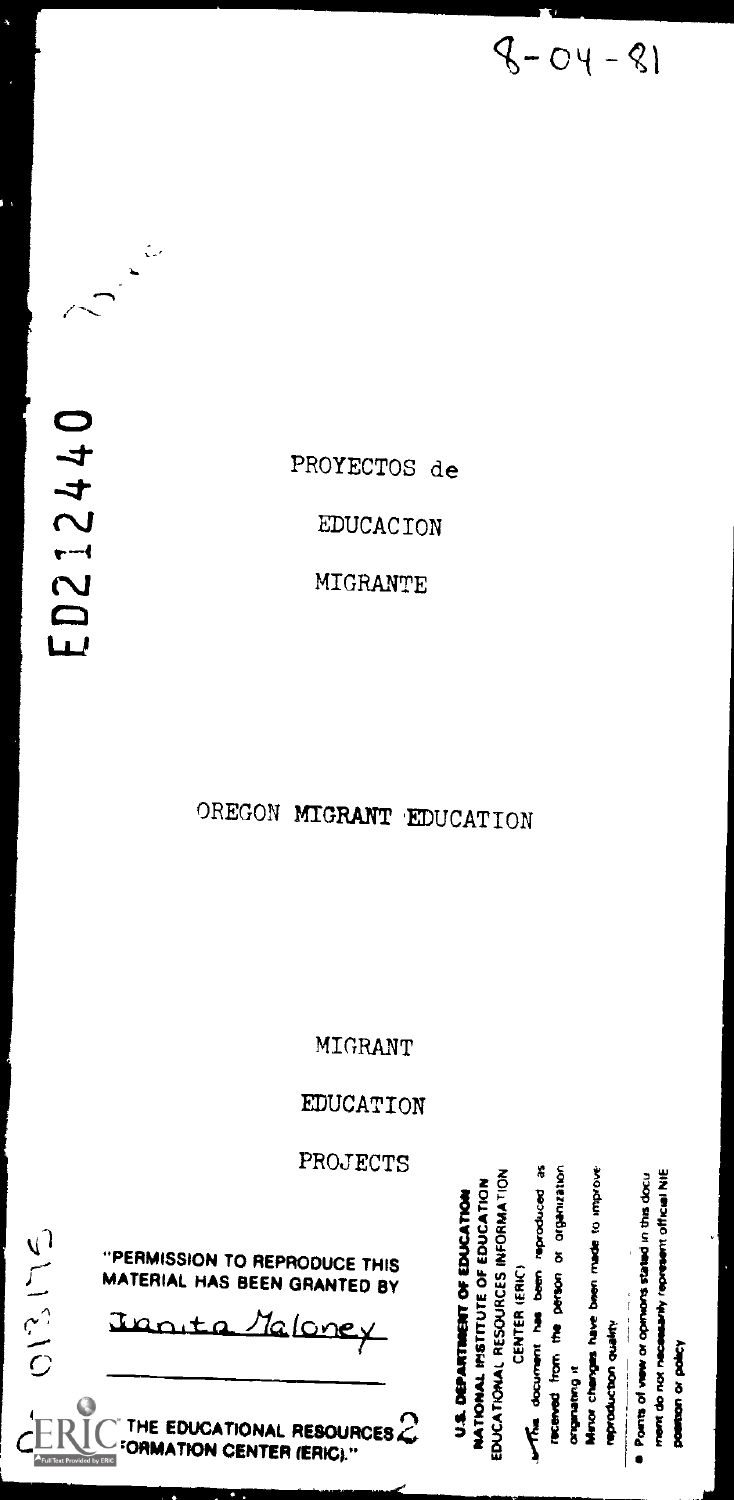8-04-81

ED212440

PROYECTOS de

EDUCACION

MIGRANTE

OREGON MIGRANT EDUCATION

MIGRANT

EDUCATION

PROJECTS

"PERMISSION TO REPRODUCE THIS MATERIAL HAS BEEN GRANTED BY

Janita Maloney

TO THE EDUCATIONAL RESOURCES INFORMATION CENTER (ERIC)."

U.S. DEPARTMENT OF EDUCATION
NATIONAL INSTITUTE OF EDUCATION
EDUCATIONAL RESOURCES INFORMATION CENTER (ERIC)

This document has been reproduced as received from the person or organization originating it.

Minor changes have been made to improve reproduction quality.

- Points of view or opinions stated in this document do not necessarily represent official NIE position or policy.

013175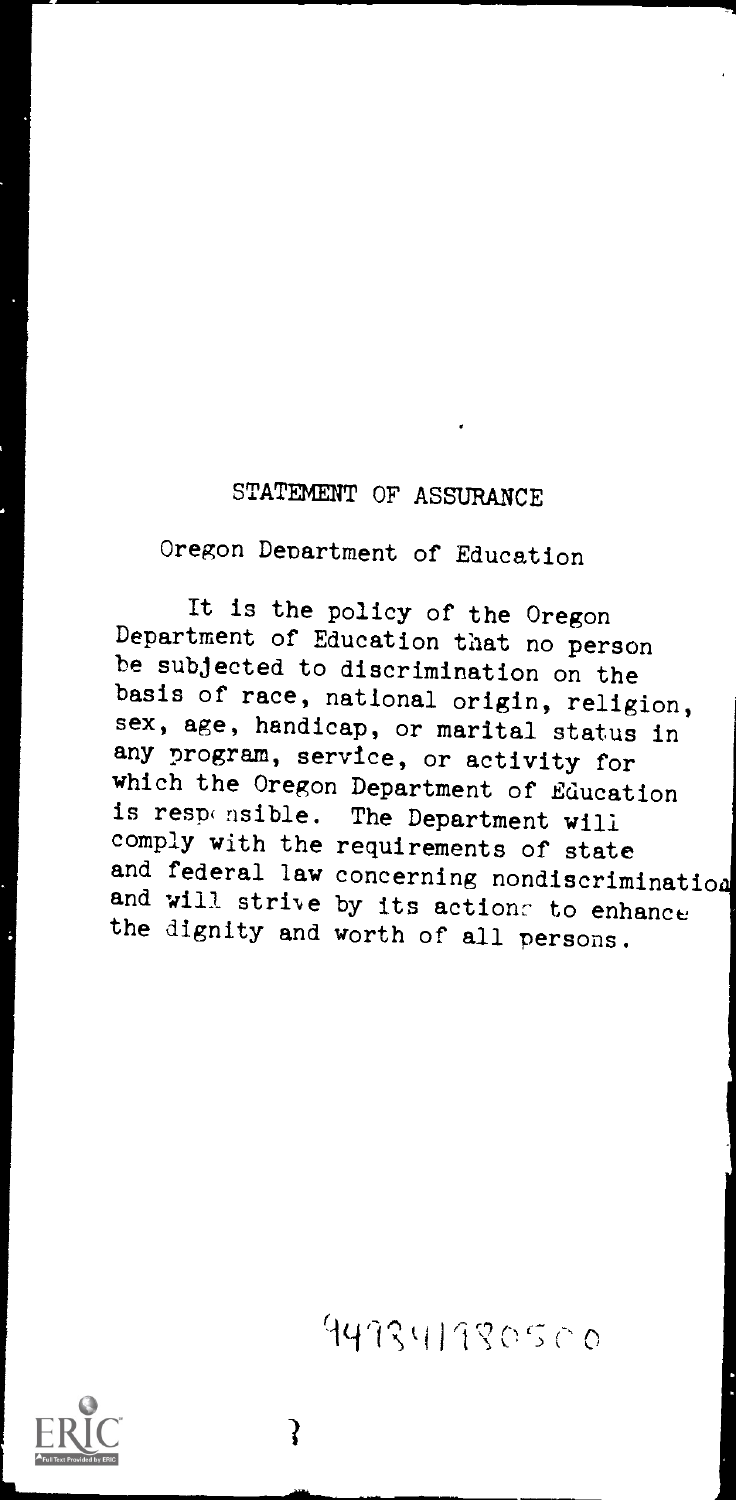STATEMENT OF ASSURANCE

Oregon Department of Education

It is the policy of the Oregon Department of Education that no person be subjected to discrimination on the basis of race, national origin, religion, sex, age, handicap, or marital status in any program, service, or activity for which the Oregon Department of Education is responsible. The Department will comply with the requirements of state and federal law concerning nondiscrimination and will strive by its actions to enhance the dignity and worth of all persons.

4498411980500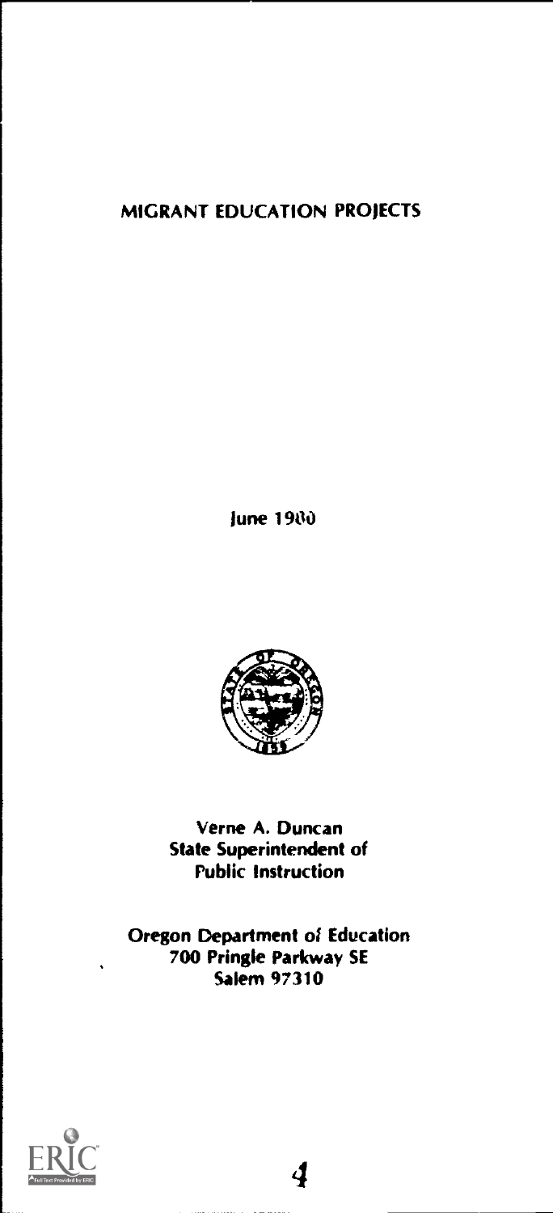# MIGRANT EDUCATION PROJECTS

June 1980

Verne A. Duncan
State Superintendent of
Public Instruction

Oregon Department of Education
700 Pringle Parkway SE
Salem 97310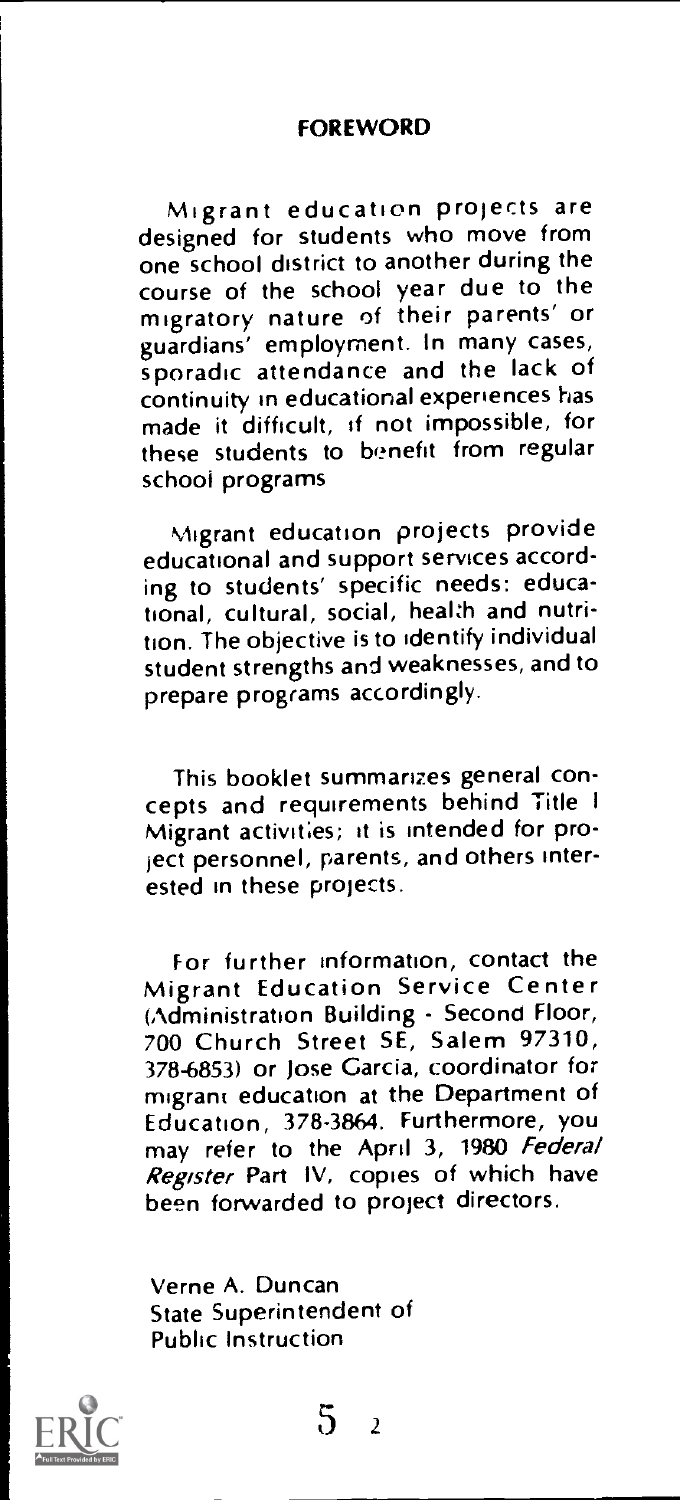## FOREWORD

Migrant education projects are designed for students who move from one school district to another during the course of the school year due to the migratory nature of their parents' or guardians' employment. In many cases, sporadic attendance and the lack of continuity in educational experiences has made it difficult, if not impossible, for these students to benefit from regular school programs

Migrant education projects provide educational and support services according to students' specific needs: educational, cultural, social, health and nutrition. The objective is to identify individual student strengths and weaknesses, and to prepare programs accordingly.

This booklet summarizes general concepts and requirements behind Title I Migrant activities; it is intended for project personnel, parents, and others interested in these projects.

For further information, contact the Migrant Education Service Center (Administration Building - Second Floor, 700 Church Street SE, Salem 97310, 378-6853) or Jose Garcia, coordinator for migrant education at the Department of Education, 378-3864. Furthermore, you may refer to the April 3, 1980 *Federal Register* Part IV, copies of which have been forwarded to project directors.

Verne A. Duncan
State Superintendent of
Public Instruction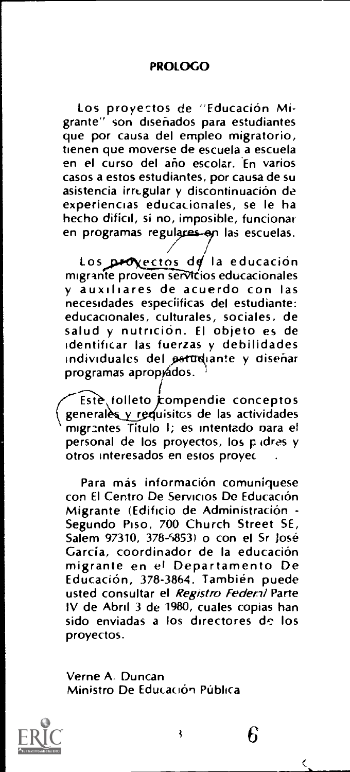## PROLOGO

Los proyectos de "Educación Migrante" son diseñados para estudiantes que por causa del empleo migratorio, tienen que moverse de escuela a escuela en el curso del año escolar. En varios casos a estos estudiantes, por causa de su asistencia irregular y discontinuación de experiencias educacionales, se le ha hecho difícil, si no, imposible, funcionar en programas regulares en las escuelas.

Los proyectos de la educación migrante proveen servicios educacionales y auxiliares de acuerdo con las necesidades especíificas del estudiante: educacionales, culturales, sociales, de salud y nutrición. El objeto es de identificar las fuerzas y debilidades individuales del estudiante y diseñar programas apropiados.

Este folleto compendie conceptos generales y requisitos de las actividades migrantes Título I; es intentado para el personal de los proyectos, los padres y otros interesados en estos proyec .

Para más información comuníquese con El Centro De Servicios De Educación Migrante (Edificio de Administración - Segundo Piso, 700 Church Street SE, Salem 97310, 378-6853) o con el Sr José García, coordinador de la educación migrante en el Departamento De Educación, 378-3864. También puede usted consultar el *Registro Federal* Parte IV de Abril 3 de 1980, cuales copias han sido enviadas a los directores de los proyectos.

Verne A. Duncan
Ministro De Educación Pública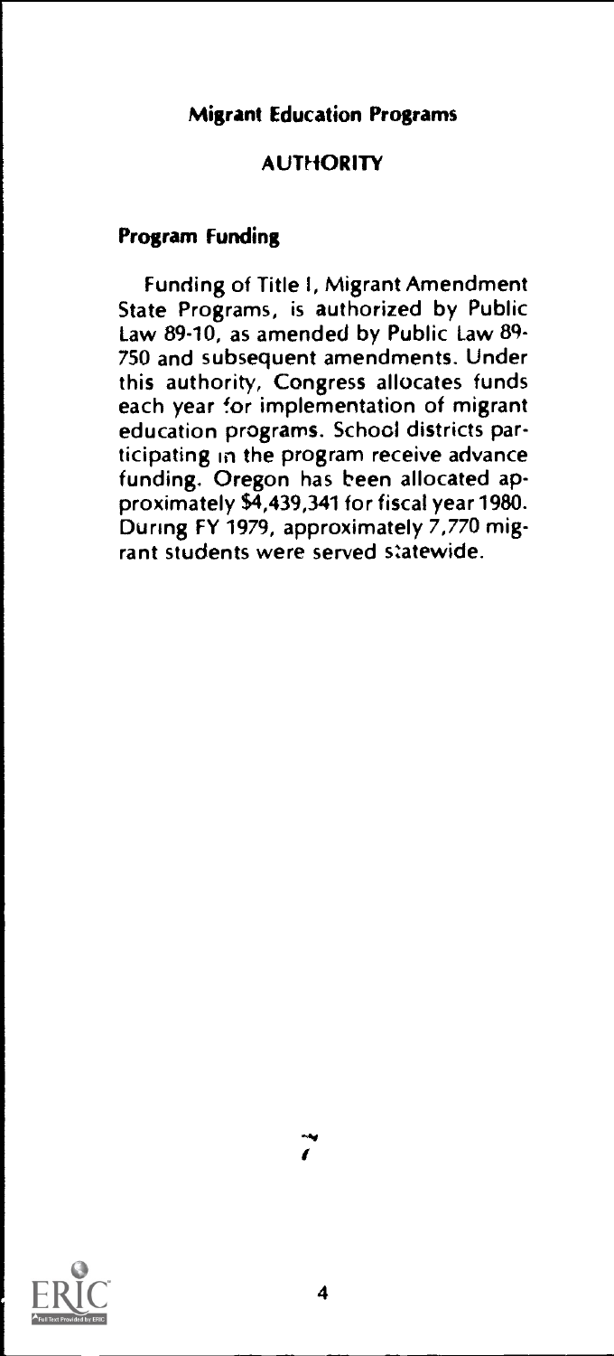Migrant Education Programs

## AUTHORITY

### Program Funding

Funding of Title I, Migrant Amendment State Programs, is authorized by Public Law 89-10, as amended by Public Law 89-750 and subsequent amendments. Under this authority, Congress allocates funds each year for implementation of migrant education programs. School districts participating in the program receive advance funding. Oregon has been allocated approximately $4,439,341 for fiscal year 1980. During FY 1979, approximately 7,770 migrant students were served statewide.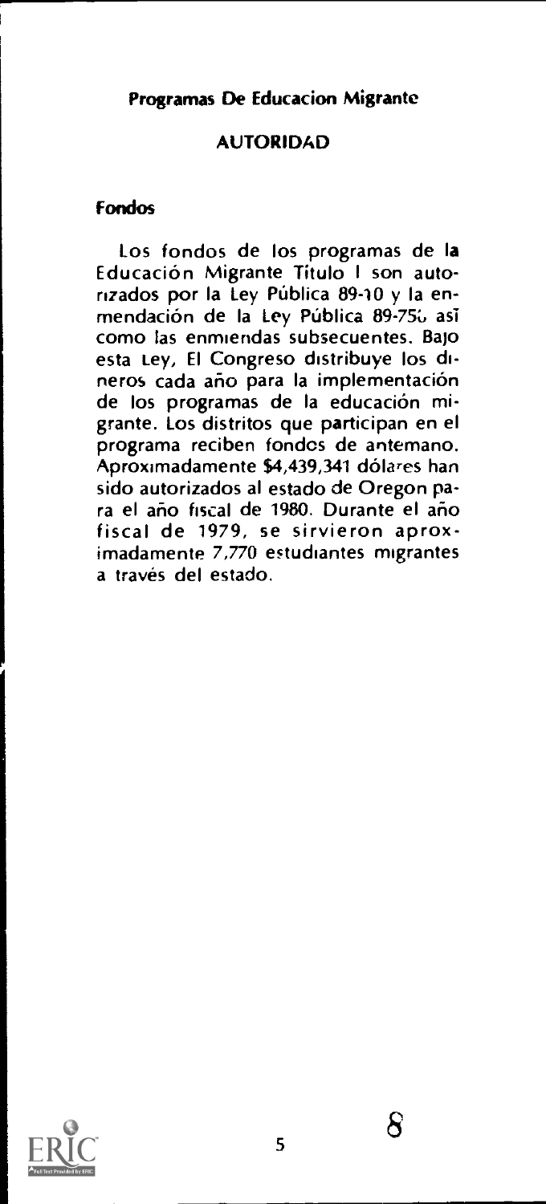**Programas De Educacion Migrante**

## AUTORIDAD

### Fondos

Los fondos de los programas de la Educación Migrante Título I son autorizados por la Ley Pública 89-10 y la enmendación de la Ley Pública 89-750 así como las enmiendas subsecuentes. Bajo esta Ley, El Congreso distribuye los dineros cada año para la implementación de los programas de la educación migrante. Los distritos que participan en el programa reciben fondos de antemano. Aproximadamente $4,439,341 dólares han sido autorizados al estado de Oregon para el año fiscal de 1980. Durante el año fiscal de 1979, se sirvieron aproximadamente 7,770 estudiantes migrantes a través del estado.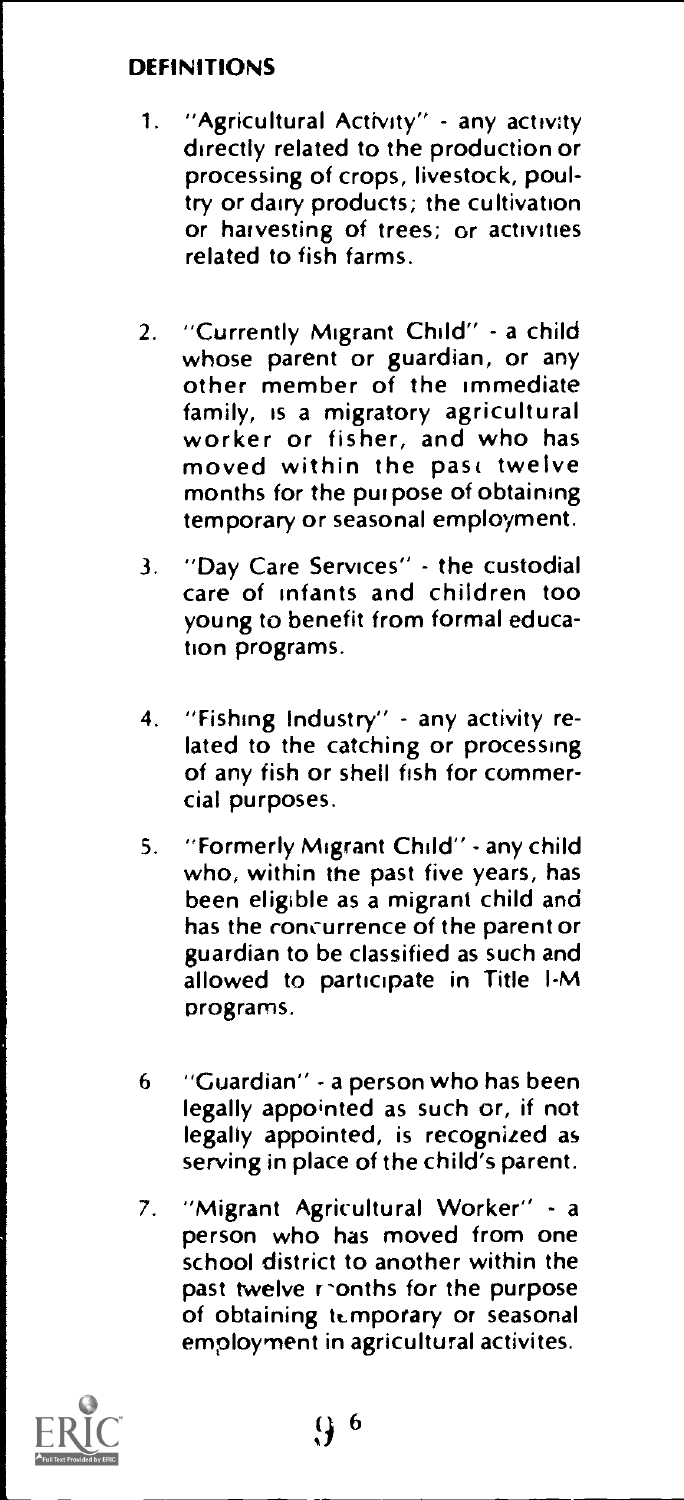## DEFINITIONS

1. "Agricultural Activity" - any activity directly related to the production or processing of crops, livestock, poultry or dairy products; the cultivation or harvesting of trees; or activities related to fish farms.

2. "Currently Migrant Child" - a child whose parent or guardian, or any other member of the immediate family, is a migratory agricultural worker or fisher, and who has moved within the past twelve months for the purpose of obtaining temporary or seasonal employment.

3. "Day Care Services" - the custodial care of infants and children too young to benefit from formal education programs.

4. "Fishing Industry" - any activity related to the catching or processing of any fish or shell fish for commercial purposes.

5. "Formerly Migrant Child" - any child who, within the past five years, has been eligible as a migrant child and has the concurrence of the parent or guardian to be classified as such and allowed to participate in Title I-M programs.

6. "Guardian" - a person who has been legally appointed as such or, if not legally appointed, is recognized as serving in place of the child's parent.

7. "Migrant Agricultural Worker" - a person who has moved from one school district to another within the past twelve months for the purpose of obtaining temporary or seasonal employment in agricultural activites.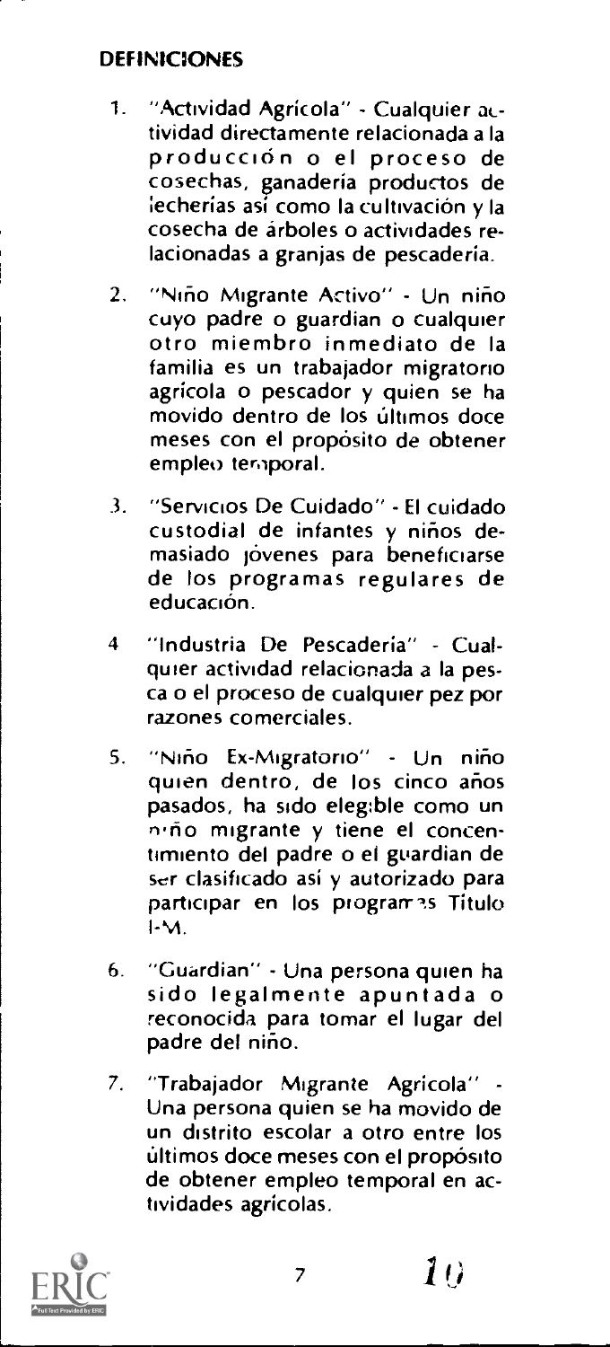## DEFINICIONES

1. "Actividad Agrícola" - Cualquier actividad directamente relacionada a la producción o el proceso de cosechas, ganadería productos de lecherías así como la cultivación y la cosecha de árboles o actividades relacionadas a granjas de pescadería.

2. "Niño Migrante Activo" - Un niño cuyo padre o guardian o cualquier otro miembro inmediato de la familia es un trabajador migratorio agrícola o pescador y quien se ha movido dentro de los últimos doce meses con el propósito de obtener empleo temporal.

3. "Servicios De Cuidado" - El cuidado custodial de infantes y niños demasiado jóvenes para beneficiarse de los programas regulares de educación.

4. "Industria De Pescadería" - Cualquier actividad relacionada a la pesca o el proceso de cualquier pez por razones comerciales.

5. "Niño Ex-Migratorio" - Un niño quien dentro, de los cinco años pasados, ha sido elegible como un niño migrante y tiene el concentimiento del padre o el guardian de ser clasificado así y autorizado para participar en los programas Titulo I-M.

6. "Guardian" - Una persona quien ha sido legalmente apuntada o reconocida para tomar el lugar del padre del niño.

7. "Trabajador Migrante Agrícola" - Una persona quien se ha movido de un distrito escolar a otro entre los últimos doce meses con el propósito de obtener empleo temporal en actividades agrícolas.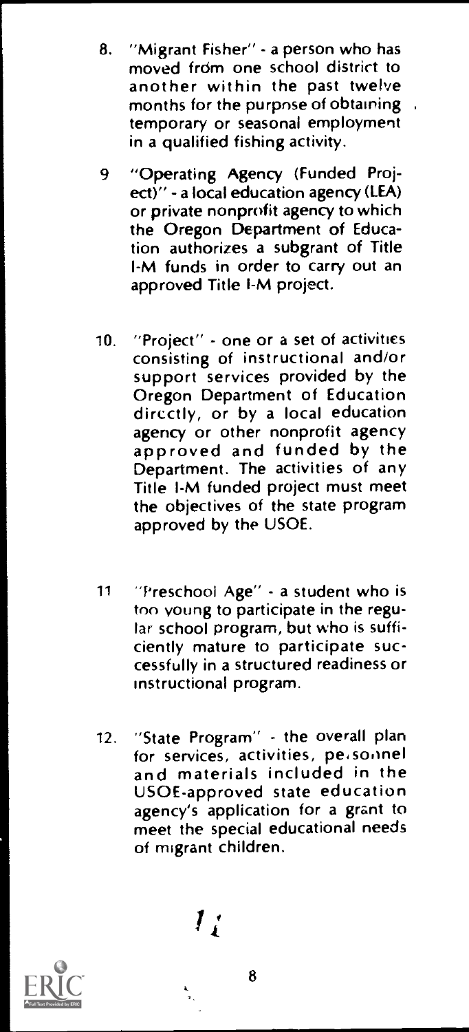8. "Migrant Fisher" - a person who has moved from one school district to another within the past twelve months for the purpose of obtaining temporary or seasonal employment in a qualified fishing activity.

9. "Operating Agency (Funded Project)" - a local education agency (LEA) or private nonprofit agency to which the Oregon Department of Education authorizes a subgrant of Title I-M funds in order to carry out an approved Title I-M project.

10. "Project" - one or a set of activities consisting of instructional and/or support services provided by the Oregon Department of Education directly, or by a local education agency or other nonprofit agency approved and funded by the Department. The activities of any Title I-M funded project must meet the objectives of the state program approved by the USOE.

11. "Preschool Age" - a student who is too young to participate in the regular school program, but who is sufficiently mature to participate successfully in a structured readiness or instructional program.

12. "State Program" - the overall plan for services, activities, personnel and materials included in the USOE-approved state education agency's application for a grant to meet the special educational needs of migrant children.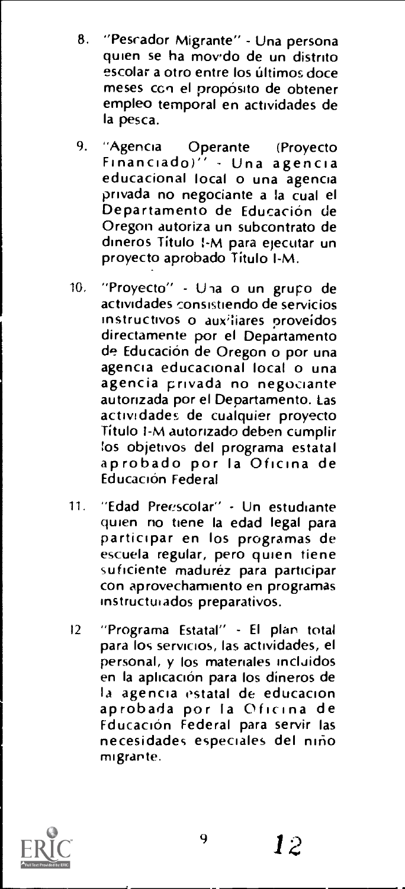8. "Pescador Migrante" - Una persona quien se ha movido de un distrito escolar a otro entre los últimos doce meses con el propósito de obtener empleo temporal en actividades de la pesca.

9. "Agencia Operante (Proyecto Financiado)" - Una agencia educacional local o una agencia privada no negociante a la cual el Departamento de Educación de Oregon autoriza un subcontrato de dineros Título I-M para ejecutar un proyecto aprobado Título I-M.

10. "Proyecto" - Una o un grupo de actividades consistiendo de servicios instructivos o auxiliares proveídos directamente por el Departamento de Educación de Oregon o por una agencia educacional local o una agencia privada no negociante autorizada por el Departamento. Las actividades de cualquier proyecto Título I-M autorizado deben cumplir los objetivos del programa estatal aprobado por la Oficina de Educación Federal

11. "Edad Preescolar" - Un estudiante quien no tiene la edad legal para participar en los programas de escuela regular, pero quien tiene suficiente madurez para participar con aprovechamiento en programas instructurados preparativos.

12. "Programa Estatal" - El plan total para los servicios, las actividades, el personal, y los materiales incluidos en la aplicación para los dineros de la agencia estatal de educacion aprobada por la Oficina de Educación Federal para servir las necesidades especiales del niño migrante.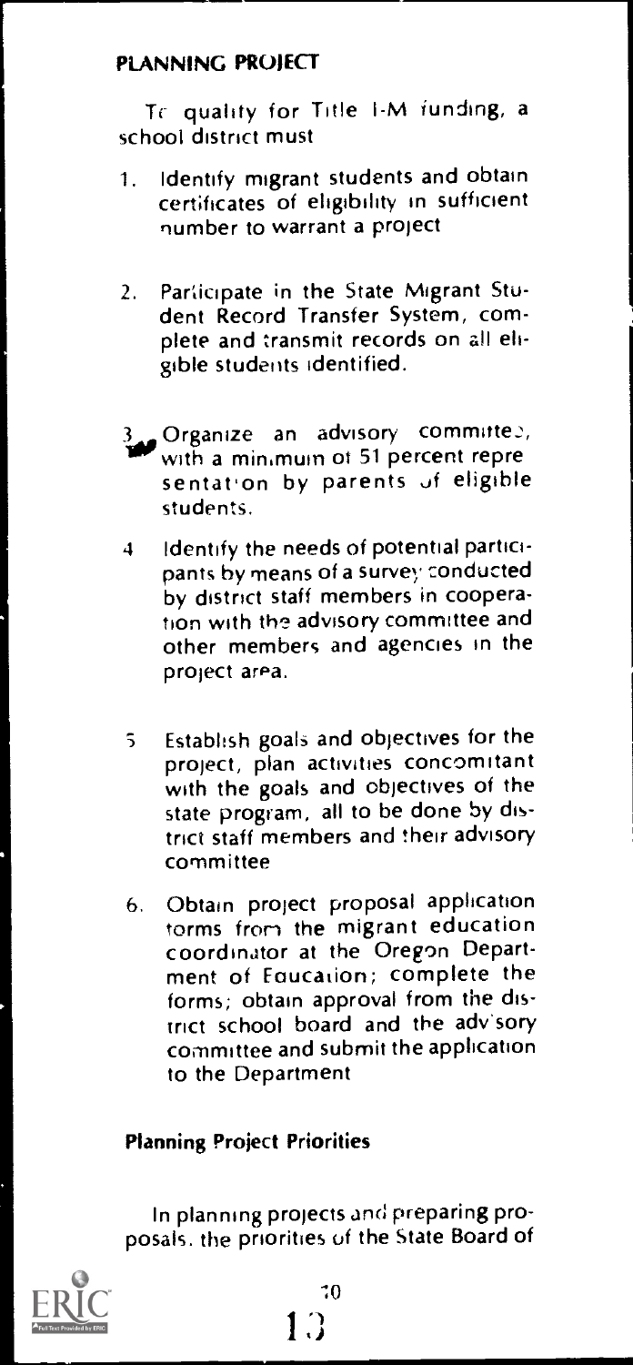## PLANNING PROJECT

To qualify for Title I-M funding, a school district must

1. Identify migrant students and obtain certificates of eligibility in sufficient number to warrant a project
2. Participate in the State Migrant Student Record Transfer System, complete and transmit records on all eligible students identified.
3. Organize an advisory committee, with a minimum of 51 percent representation by parents of eligible students.
4. Identify the needs of potential participants by means of a survey conducted by district staff members in cooperation with the advisory committee and other members and agencies in the project area.
5. Establish goals and objectives for the project, plan activities concomitant with the goals and objectives of the state program, all to be done by district staff members and their advisory committee
6. Obtain project proposal application forms from the migrant education coordinator at the Oregon Department of Education; complete the forms; obtain approval from the district school board and the advisory committee and submit the application to the Department

### Planning Project Priorities

In planning projects and preparing proposals, the priorities of the State Board of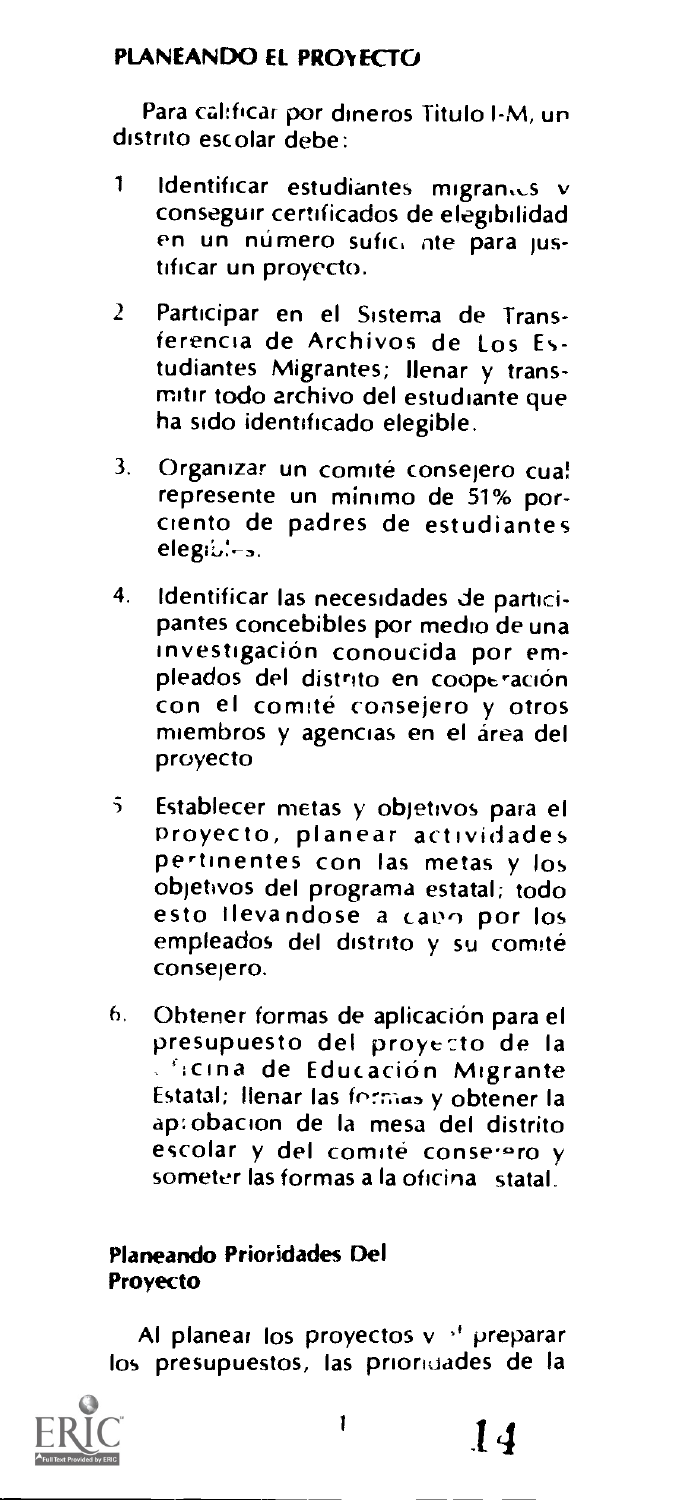## PLANEANDO EL PROYECTO

Para calificar por dineros Titulo I-M, un distrito escolar debe:

1. Identificar estudiantes migrantes y conseguir certificados de elegibilidad en un número suficiente para justificar un proyecto.

2. Participar en el Sistema de Transferencia de Archivos de Los Estudiantes Migrantes; llenar y transmitir todo archivo del estudiante que ha sido identificado elegible.

3. Organizar un comité consejero cual represente un mínimo de 51% porciento de padres de estudiantes elegibles.

4. Identificar las necesidades de participantes concebibles por medio de una investigación conoucida por empleados del distrito en cooperación con el comité consejero y otros miembros y agencias en el área del proyecto

5. Establecer metas y objetivos para el proyecto, planear actividades pertinentes con las metas y los objetivos del programa estatal; todo esto llevandose a cabo por los empleados del distrito y su comité consejero.

6. Obtener formas de aplicación para el presupuesto del proyecto de la Oficina de Educación Migrante Estatal; llenar las formas y obtener la aprobacion de la mesa del distrito escolar y del comité consejero y someter las formas a la oficina estatal.

### Planeando Prioridades Del Proyecto

Al planear los proyectos y al preparar los presupuestos, las prioridades de la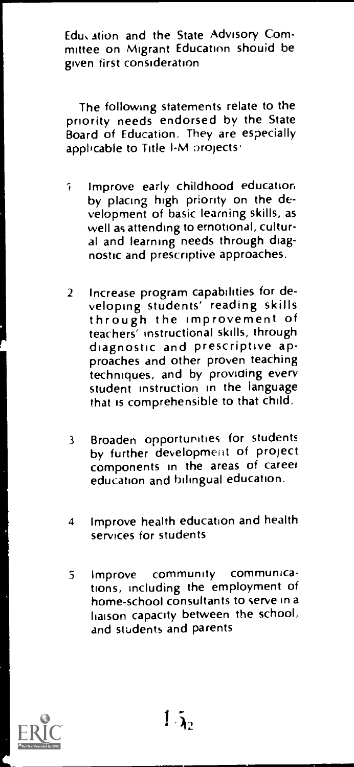Education and the State Advisory Committee on Migrant Education should be given first consideration

The following statements relate to the priority needs endorsed by the State Board of Education. They are especially applicable to Title I-M projects:

1. Improve early childhood education by placing high priority on the development of basic learning skills, as well as attending to emotional, cultural and learning needs through diagnostic and prescriptive approaches.

2. Increase program capabilities for developing students' reading skills through the improvement of teachers' instructional skills, through diagnostic and prescriptive approaches and other proven teaching techniques, and by providing every student instruction in the language that is comprehensible to that child.

3. Broaden opportunities for students by further development of project components in the areas of career education and bilingual education.

4. Improve health education and health services for students

5. Improve community communications, including the employment of home-school consultants to serve in a liaison capacity between the school, and students and parents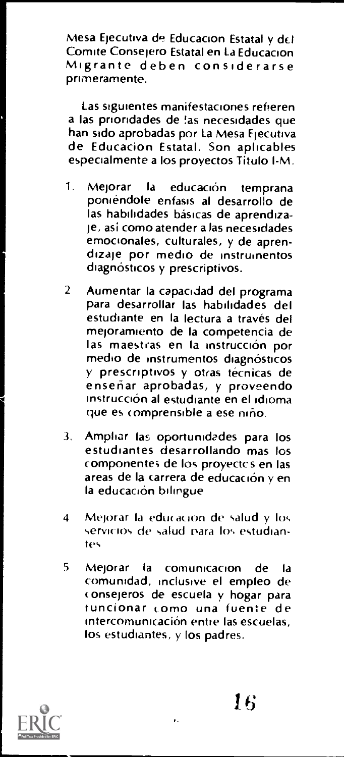Mesa Ejecutiva de Educacion Estatal y del Comite Consejero Estatal en La Educacion Migrante deben considerarse primeramente.

Las siguientes manifestaciones refieren a las prioridades de las necesidades que han sido aprobadas por La Mesa Ejecutiva de Educacion Estatal. Son aplicables especialmente a los proyectos Titulo I-M.

1. Mejorar la educación temprana poniéndole enfasis al desarrollo de las habilidades básicas de aprendizaje, así como atender a las necesidades emocionales, culturales, y de aprendizaje por medio de instrumentos diagnósticos y prescriptivos.

2. Aumentar la capacidad del programa para desarrollar las habilidades del estudiante en la lectura a través del mejoramiento de la competencia de las maestras en la instrucción por medio de instrumentos diagnósticos y prescriptivos y otras técnicas de enseñar aprobadas, y proveendo instrucción al estudiante en el idioma que es comprensible a ese niño.

3. Ampliar las oportunidades para los estudiantes desarrollando mas los componentes de los proyectos en las areas de la carrera de educación y en la educación bilingue

4. Mejorar la educacion de salud y los servicios de salud para los estudiantes

5. Mejorar la comunicacion de la comunidad, inclusive el empleo de consejeros de escuela y hogar para funcionar como una fuente de intercomunicación entre las escuelas, los estudiantes, y los padres.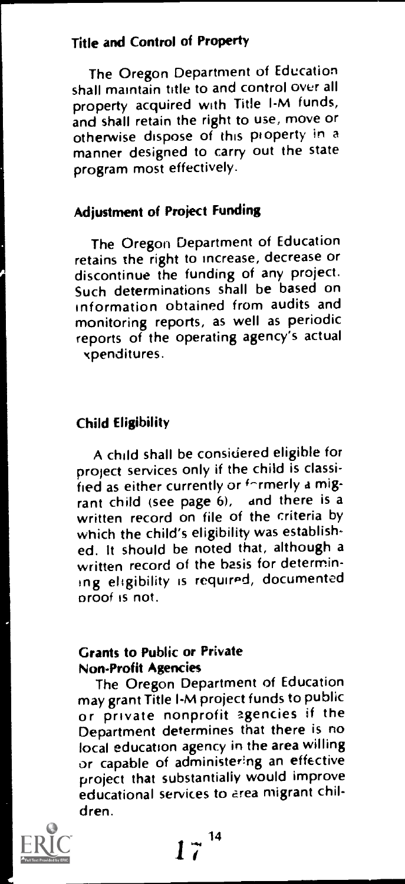## Title and Control of Property

The Oregon Department of Education shall maintain title to and control over all property acquired with Title I-M funds, and shall retain the right to use, move or otherwise dispose of this property in a manner designed to carry out the state program most effectively.

## Adjustment of Project Funding

The Oregon Department of Education retains the right to increase, decrease or discontinue the funding of any project. Such determinations shall be based on information obtained from audits and monitoring reports, as well as periodic reports of the operating agency's actual expenditures.

## Child Eligibility

A child shall be considered eligible for project services only if the child is classified as either currently or formerly a migrant child (see page 6), and there is a written record on file of the criteria by which the child's eligibility was established. It should be noted that, although a written record of the basis for determining eligibility is required, documented proof is not.

## Grants to Public or Private Non-Profit Agencies

The Oregon Department of Education may grant Title I-M project funds to public or private nonprofit agencies if the Department determines that there is no local education agency in the area willing or capable of administering an effective project that substantially would improve educational services to area migrant children.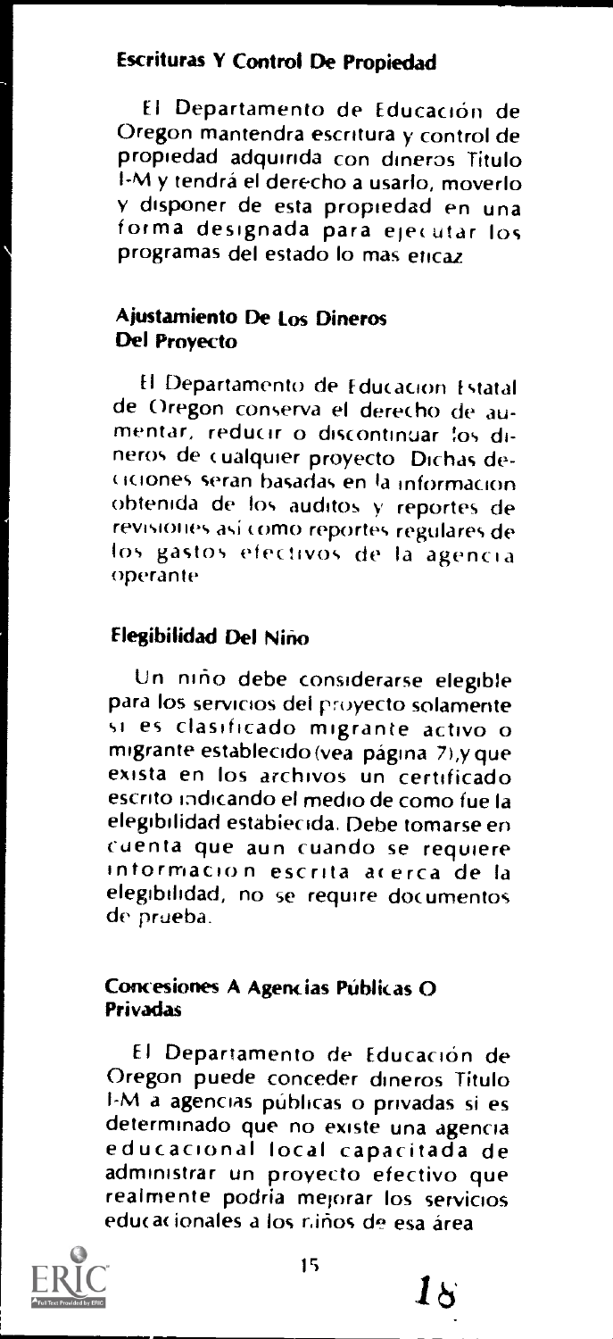## Escrituras Y Control De Propiedad

El Departamento de Educación de Oregon mantendra escritura y control de propiedad adquirida con dineros Titulo I-M y tendrá el derecho a usarlo, moverlo y disponer de esta propiedad en una forma designada para ejecutar los programas del estado lo mas eficaz

## Ajustamiento De Los Dineros Del Proyecto

El Departamento de Educacion Estatal de Oregon conserva el derecho de aumentar, reducir o discontinuar los dineros de cualquier proyecto Dichas decisiones seran basadas en la informacion obtenida de los auditos y reportes de revisiones así como reportes regulares de los gastos efectivos de la agencia operante

## Elegibilidad Del Niño

Un niño debe considerarse elegible para los servicios del proyecto solamente si es clasificado migrante activo o migrante establecido (vea página 7), y que exista en los archivos un certificado escrito indicando el medio de como fue la elegibilidad establecida. Debe tomarse en cuenta que aun cuando se requiere informacion escrita acerca de la elegibilidad, no se require documentos de prueba.

## Concesiones A Agencias Públicas O Privadas

El Departamento de Educación de Oregon puede conceder dineros Titulo I-M a agencias públicas o privadas si es determinado que no existe una agencia educacional local capacitada de administrar un proyecto efectivo que realmente podria mejorar los servicios educacionales a los niños de esa área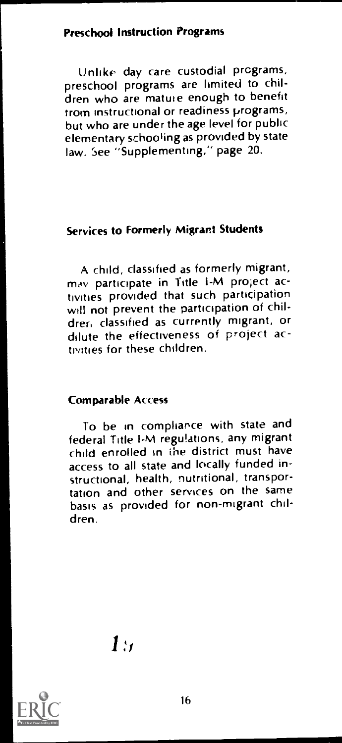### Preschool Instruction Programs

Unlike day care custodial programs, preschool programs are limited to children who are mature enough to benefit from instructional or readiness programs, but who are under the age level for public elementary schooling as provided by state law. See "Supplementing," page 20.

### Services to Formerly Migrant Students

A child, classified as formerly migrant, may participate in Title I-M project activities provided that such participation will not prevent the participation of children classified as currently migrant, or dilute the effectiveness of project activities for these children.

### Comparable Access

To be in compliance with state and federal Title I-M regulations, any migrant child enrolled in the district must have access to all state and locally funded instructional, health, nutritional, transportation and other services on the same basis as provided for non-migrant children.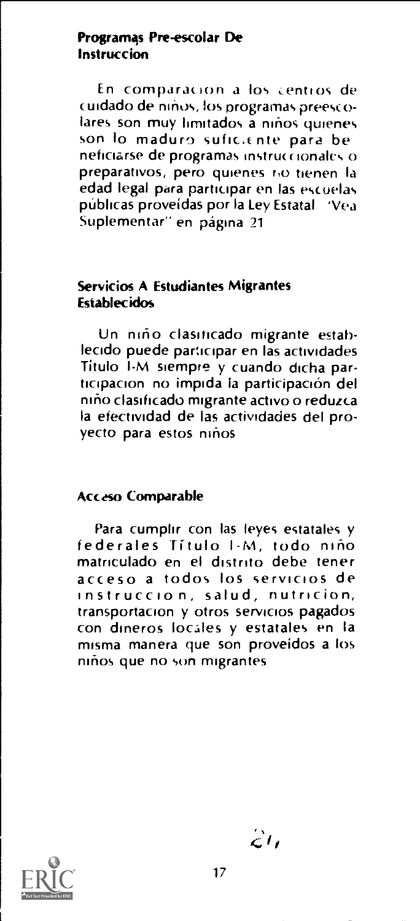## Programas Pre-escolar De Instruccion

En comparacion a los centros de cuidado de niños, los programas preescolares son muy limitados a niños quienes son lo maduro suficiente para beneficiarse de programas instruccionales o preparativos, pero quienes no tienen la edad legal para participar en las escuelas públicas proveídas por la Ley Estatal "Vea Suplementar" en página 21

## Servicios A Estudiantes Migrantes Establecidos

Un niño clasificado migrante establecido puede participar en las actividades Titulo I-M siempre y cuando dicha participacion no impida la participación del niño clasificado migrante activo o reduzca la efectividad de las actividades del proyecto para estos niños

## Acceso Comparable

Para cumplir con las leyes estatales y federales Título I-M, todo niño matriculado en el distrito debe tener acceso a todos los servicios de instruccion, salud, nutricion, transportacion y otros servicios pagados con dineros locales y estatales en la misma manera que son proveídos a los niños que no son migrantes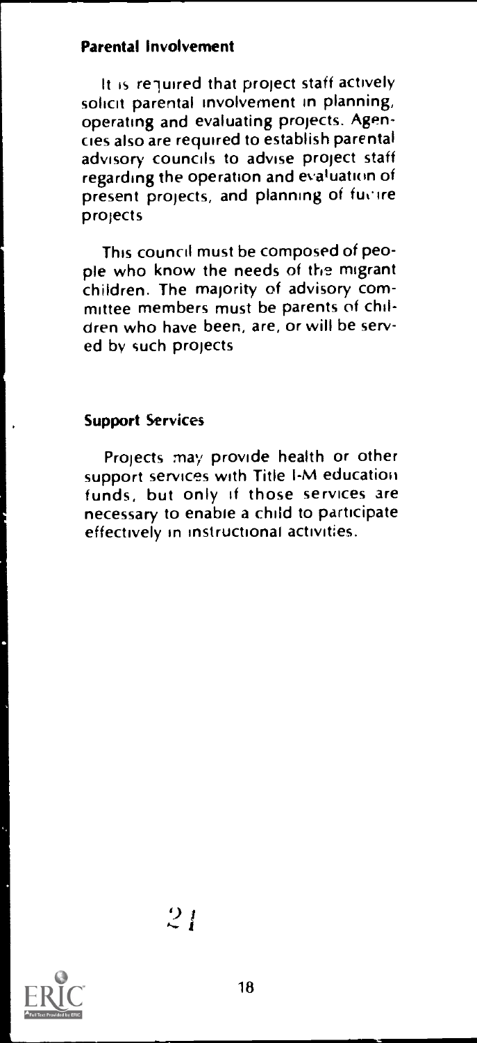## Parental Involvement

It is required that project staff actively solicit parental involvement in planning, operating and evaluating projects. Agencies also are required to establish parental advisory councils to advise project staff regarding the operation and evaluation of present projects, and planning of future projects

This council must be composed of people who know the needs of the migrant children. The majority of advisory committee members must be parents of children who have been, are, or will be served by such projects

## Support Services

Projects may provide health or other support services with Title I-M education funds, but only if those services are necessary to enable a child to participate effectively in instructional activities.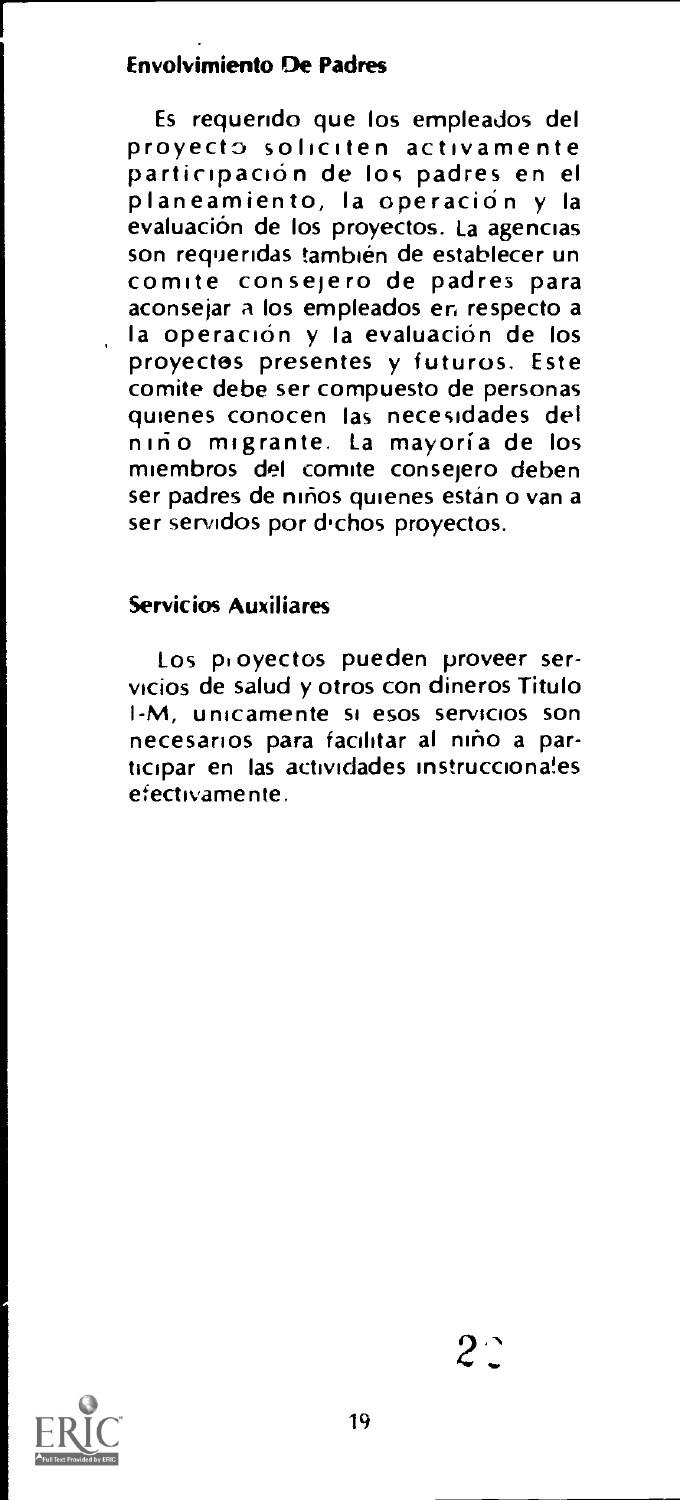### Envolvimiento De Padres

Es requerido que los empleados del proyecto soliciten activamente participación de los padres en el planeamiento, la operación y la evaluación de los proyectos. La agencias son requeridas también de establecer un comite consejero de padres para aconsejar a los empleados en respecto a la operación y la evaluación de los proyectos presentes y futuros. Este comite debe ser compuesto de personas quienes conocen las necesidades del niño migrante. La mayoría de los miembros del comite consejero deben ser padres de niños quienes están o van a ser servidos por dichos proyectos.

### Servicios Auxiliares

Los proyectos pueden proveer servicios de salud y otros con dineros Titulo I-M, unicamente si esos servicios son necesarios para facilitar al niño a participar en las actividades instruccionales efectivamente.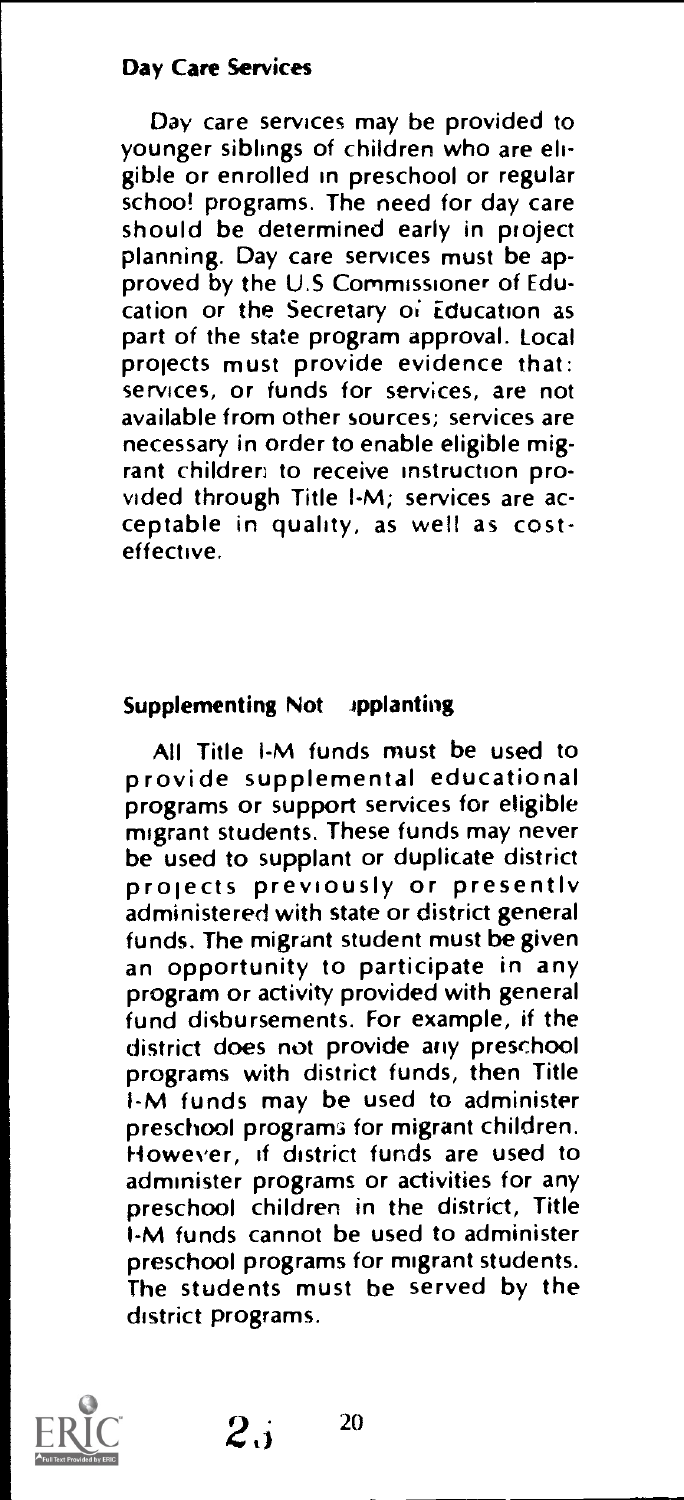### Day Care Services

Day care services may be provided to younger siblings of children who are eligible or enrolled in preschool or regular school programs. The need for day care should be determined early in project planning. Day care services must be approved by the U.S Commissioner of Education or the Secretary of Education as part of the state program approval. Local projects must provide evidence that: services, or funds for services, are not available from other sources; services are necessary in order to enable eligible migrant children to receive instruction provided through Title I-M; services are acceptable in quality, as well as cost-effective.

### Supplementing Not Supplanting

All Title I-M funds must be used to provide supplemental educational programs or support services for eligible migrant students. These funds may never be used to supplant or duplicate district projects previously or presently administered with state or district general funds. The migrant student must be given an opportunity to participate in any program or activity provided with general fund disbursements. For example, if the district does not provide any preschool programs with district funds, then Title I-M funds may be used to administer preschool programs for migrant children. However, if district funds are used to administer programs or activities for any preschool children in the district, Title I-M funds cannot be used to administer preschool programs for migrant students. The students must be served by the district programs.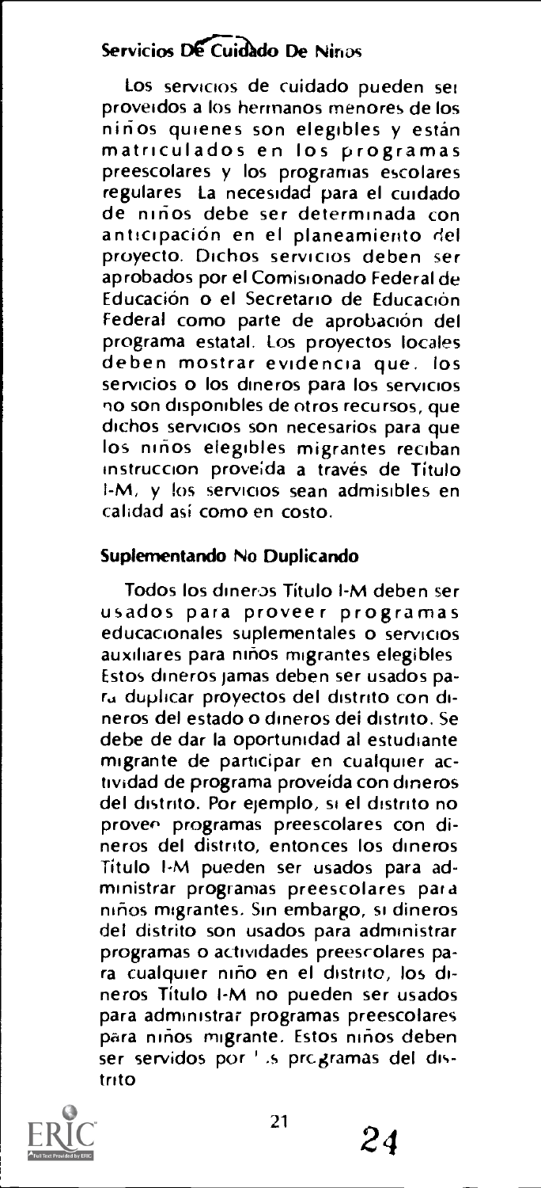## Servicios De Cuidado De Niños

Los servicios de cuidado pueden ser proveídos a los hermanos menores de los niños quienes son elegibles y están matriculados en los programas preescolares y los programas escolares regulares. La necesidad para el cuidado de niños debe ser determinada con anticipación en el planeamiento del proyecto. Dichos servicios deben ser aprobados por el Comisionado Federal de Educación o el Secretario de Educación Federal como parte de aprobación del programa estatal. Los proyectos locales deben mostrar evidencia que, los servicios o los dineros para los servicios no son disponibles de otros recursos, que dichos servicios son necesarios para que los niños elegibles migrantes reciban instrucción proveída a través de Título I-M, y los servicios sean admisibles en calidad así como en costo.

## Suplementando No Duplicando

Todos los dineros Título I-M deben ser usados para proveer programas educacionales suplementales o servicios auxiliares para niños migrantes elegibles. Estos dineros jamas deben ser usados para duplicar proyectos del distrito con dineros del estado o dineros del distrito. Se debe de dar la oportunidad al estudiante migrante de participar en cualquier actividad de programa proveída con dineros del distrito. Por ejemplo, si el distrito no provee programas preescolares con dineros del distrito, entonces los dineros Título I-M pueden ser usados para administrar programas preescolares para niños migrantes. Sin embargo, si dineros del distrito son usados para administrar programas o actividades preescolares para cualquier niño en el distrito, los dineros Título I-M no pueden ser usados para administrar programas preescolares para niños migrante. Estos niños deben ser servidos por los programas del distrito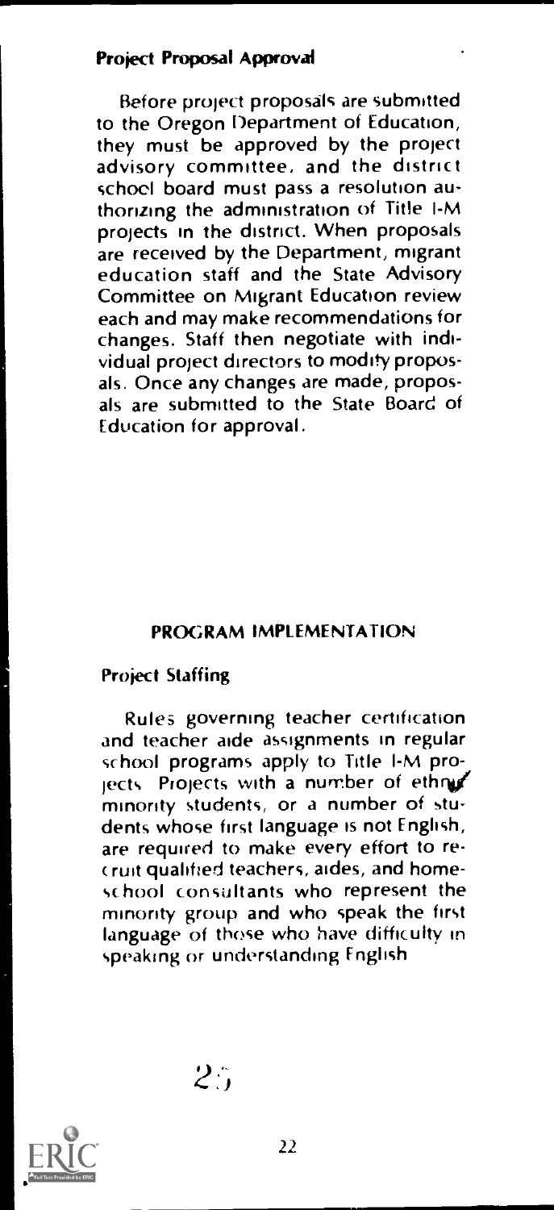### Project Proposal Approval

Before project proposals are submitted to the Oregon Department of Education, they must be approved by the project advisory committee, and the district school board must pass a resolution authorizing the administration of Title I-M projects in the district. When proposals are received by the Department, migrant education staff and the State Advisory Committee on Migrant Education review each and may make recommendations for changes. Staff then negotiate with individual project directors to modify proposals. Once any changes are made, proposals are submitted to the State Board of Education for approval.

## PROGRAM IMPLEMENTATION

### Project Staffing

Rules governing teacher certification and teacher aide assignments in regular school programs apply to Title I-M projects. Projects with a number of ethnic minority students, or a number of students whose first language is not English, are required to make every effort to recruit qualified teachers, aides, and home-school consultants who represent the minority group and who speak the first language of those who have difficulty in speaking or understanding English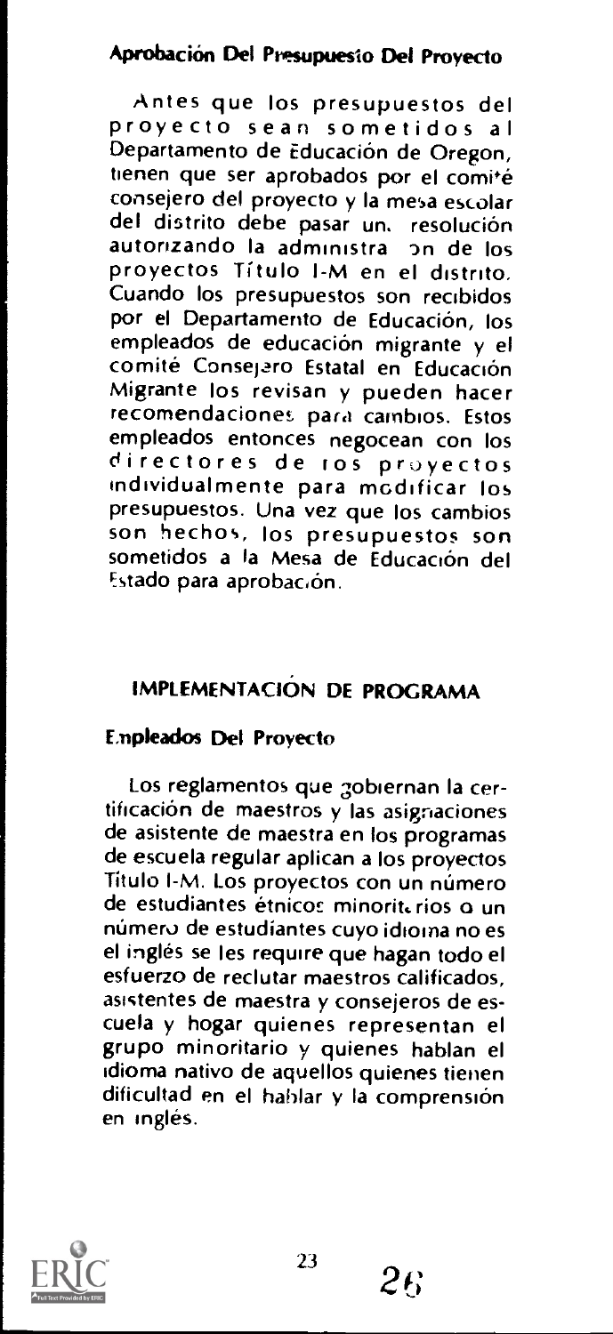### Aprobación Del Presupuesto Del Proyecto

Antes que los presupuestos del proyecto sean sometidos al Departamento de Educación de Oregon, tienen que ser aprobados por el comité consejero del proyecto y la mesa escolar del distrito debe pasar un resolución autorizando la administración de los proyectos Título I-M en el distrito. Cuando los presupuestos son recibidos por el Departamento de Educación, los empleados de educación migrante y el comité Consejero Estatal en Educación Migrante los revisan y pueden hacer recomendaciones para cambios. Estos empleados entonces negocean con los directores de los proyectos individualmente para modificar los presupuestos. Una vez que los cambios son hechos, los presupuestos son sometidos a la Mesa de Educación del Estado para aprobación.

## IMPLEMENTACIÓN DE PROGRAMA

### Empleados Del Proyecto

Los reglamentos que gobiernan la certificación de maestros y las asignaciones de asistente de maestra en los programas de escuela regular aplican a los proyectos Título I-M. Los proyectos con un número de estudiantes étnicos minoritarios o un número de estudiantes cuyo idioma no es el inglés se les require que hagan todo el esfuerzo de reclutar maestros calificados, asistentes de maestra y consejeros de escuela y hogar quienes representan el grupo minoritario y quienes hablan el idioma nativo de aquellos quienes tienen dificultad en el hablar y la comprensión en inglés.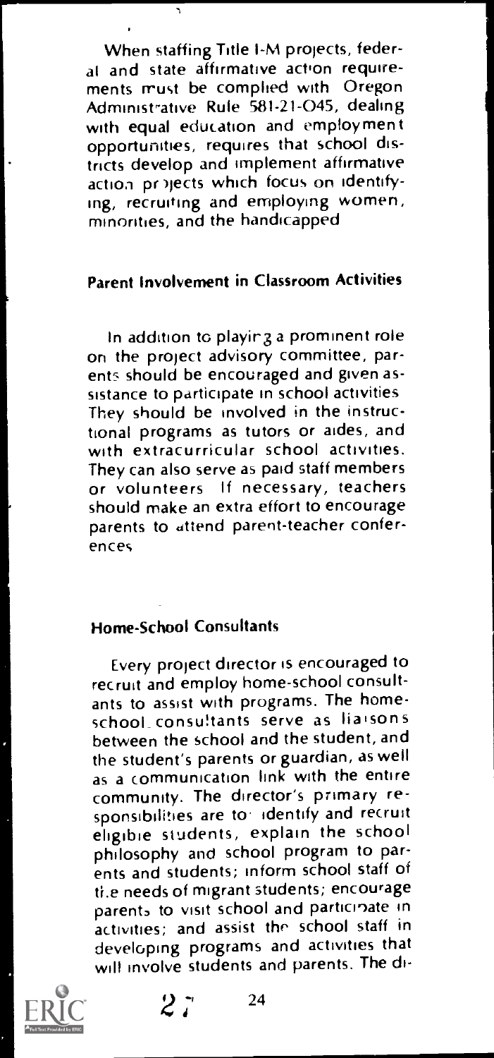When staffing Title I-M projects, federal and state affirmative action requirements must be complied with Oregon Administrative Rule 581-21-045, dealing with equal education and employment opportunities, requires that school districts develop and implement affirmative action projects which focus on identifying, recruiting and employing women, minorities, and the handicapped

## Parent Involvement in Classroom Activities

In addition to playing a prominent role on the project advisory committee, parents should be encouraged and given assistance to participate in school activities They should be involved in the instructional programs as tutors or aides, and with extracurricular school activities. They can also serve as paid staff members or volunteers If necessary, teachers should make an extra effort to encourage parents to attend parent-teacher conferences

## Home-School Consultants

Every project director is encouraged to recruit and employ home-school consultants to assist with programs. The home-school consultants serve as liaisons between the school and the student, and the student's parents or guardian, as well as a communication link with the entire community. The director's primary responsibilities are to identify and recruit eligible students, explain the school philosophy and school program to parents and students; inform school staff of the needs of migrant students; encourage parents to visit school and participate in activities; and assist the school staff in developing programs and activities that will involve students and parents. The di-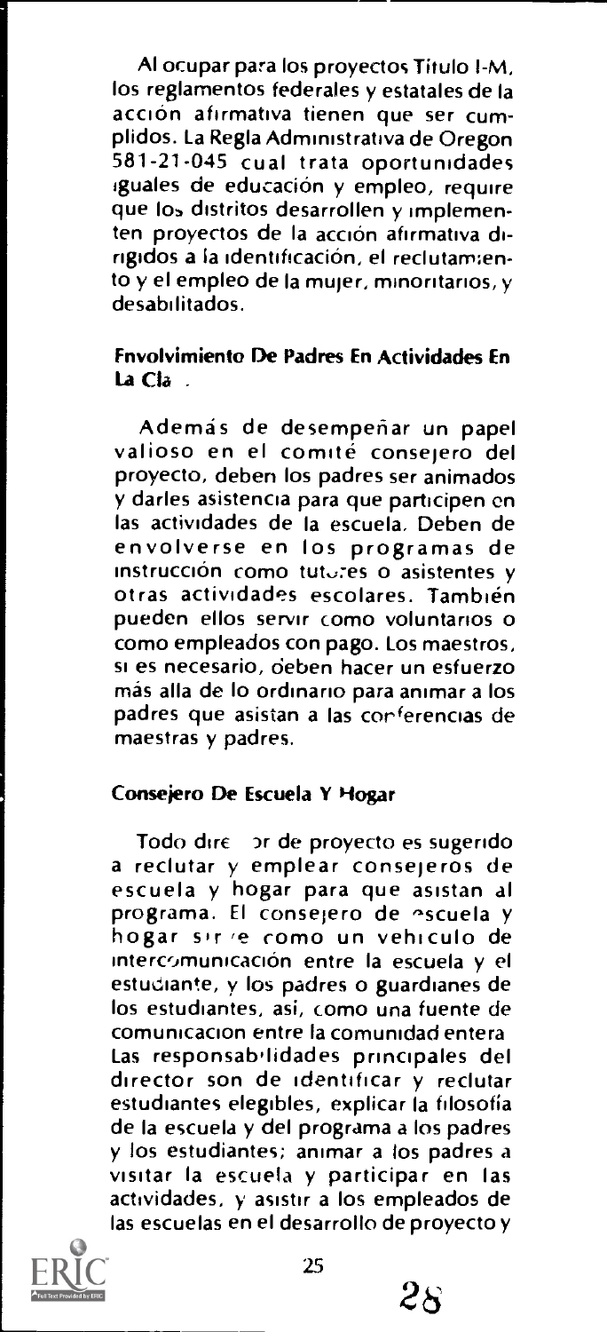Al ocupar para los proyectos Titulo I-M, los reglamentos federales y estatales de la acción afirmativa tienen que ser cumplidos. La Regla Administrativa de Oregon 581-21-045 cual trata oportunidades iguales de educación y empleo, require que los distritos desarrollen y implementen proyectos de la acción afirmativa dirigidos a la identificación, el reclutamiento y el empleo de la mujer, minoritarios, y desabilitados.

**Envolvimiento De Padres En Actividades En La Clase**

Además de desempeñar un papel valioso en el comité consejero del proyecto, deben los padres ser animados y darles asistencia para que participen en las actividades de la escuela. Deben de envolverse en los programas de instrucción como tutores o asistentes y otras actividades escolares. También pueden ellos servir como voluntarios o como empleados con pago. Los maestros, si es necesario, deben hacer un esfuerzo más alla de lo ordinario para animar a los padres que asistan a las conferencias de maestras y padres.

**Consejero De Escuela Y Hogar**

Todo director de proyecto es sugerido a reclutar y emplear consejeros de escuela y hogar para que asistan al programa. El consejero de escuela y hogar sirve como un vehiculo de intercomunicación entre la escuela y el estudiante, y los padres o guardianes de los estudiantes, asi, como una fuente de comunicacion entre la comunidad entera. Las responsabilidades principales del director son de identificar y reclutar estudiantes elegibles, explicar la filosofía de la escuela y del programa a los padres y los estudiantes; animar a los padres a visitar la escuela y participar en las actividades, y asistir a los empleados de las escuelas en el desarrollo de proyecto y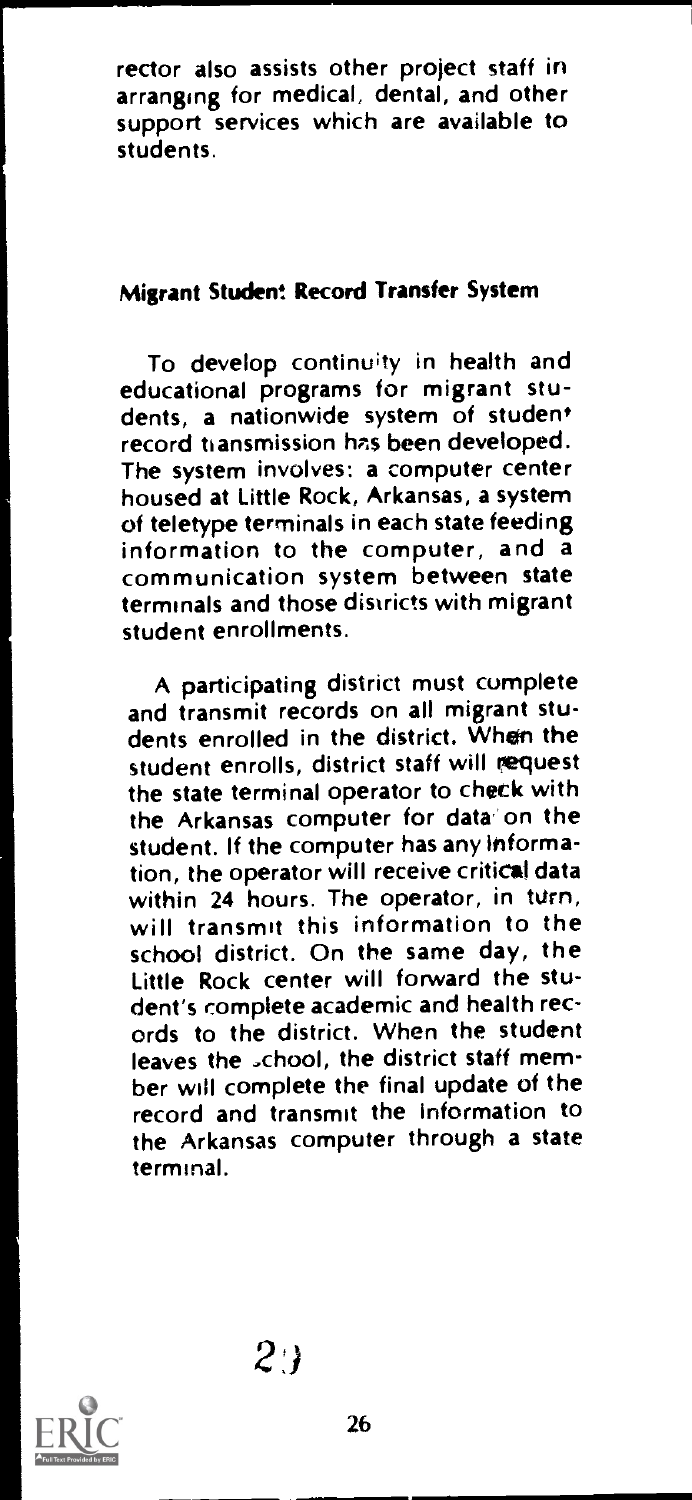rector also assists other project staff in arranging for medical, dental, and other support services which are available to students.

### Migrant Student Record Transfer System

To develop continuity in health and educational programs for migrant students, a nationwide system of student record transmission has been developed. The system involves: a computer center housed at Little Rock, Arkansas, a system of teletype terminals in each state feeding information to the computer, and a communication system between state terminals and those districts with migrant student enrollments.

A participating district must complete and transmit records on all migrant students enrolled in the district. When the student enrolls, district staff will request the state terminal operator to check with the Arkansas computer for data on the student. If the computer has any information, the operator will receive critical data within 24 hours. The operator, in turn, will transmit this information to the school district. On the same day, the Little Rock center will forward the student's complete academic and health records to the district. When the student leaves the school, the district staff member will complete the final update of the record and transmit the information to the Arkansas computer through a state terminal.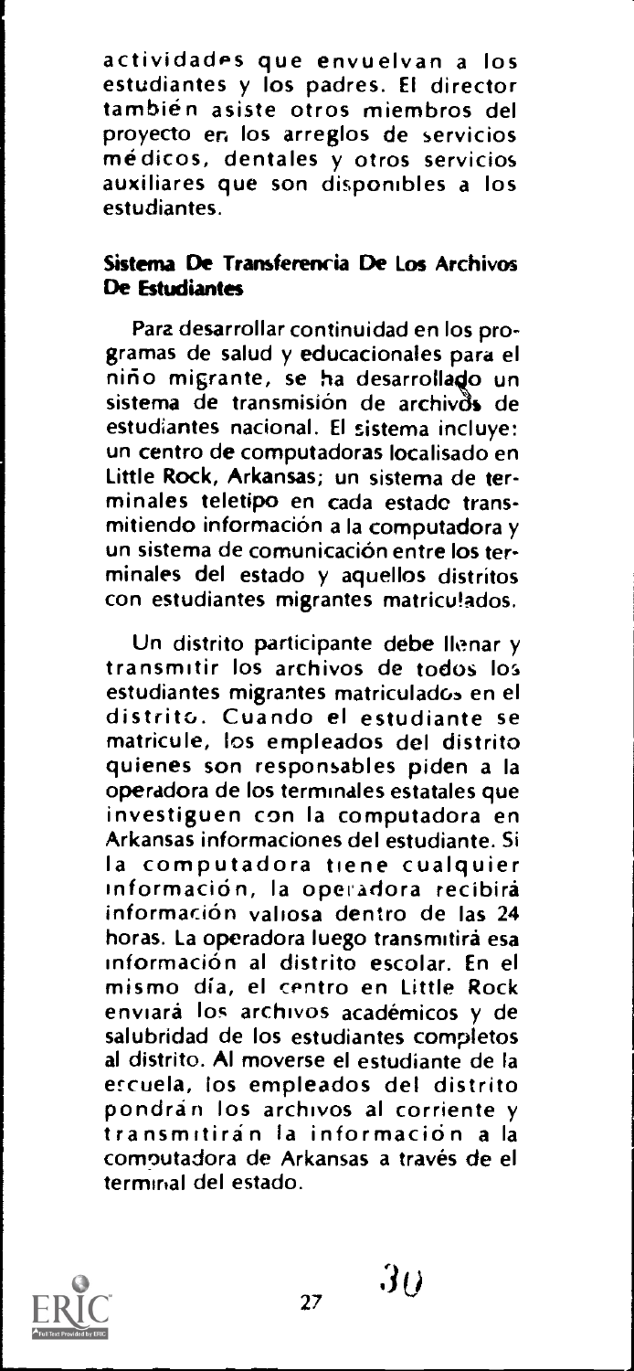actividades que envuelvan a los estudiantes y los padres. El director también asiste otros miembros del proyecto en los arreglos de servicios médicos, dentales y otros servicios auxiliares que son disponibles a los estudiantes.

**Sistema De Transferencia De Los Archivos De Estudiantes**

Para desarrollar continuidad en los programas de salud y educacionales para el niño migrante, se ha desarrollado un sistema de transmisión de archivos de estudiantes nacional. El sistema incluye: un centro de computadoras localisado en Little Rock, Arkansas; un sistema de terminales teletipo en cada estado transmitiendo información a la computadora y un sistema de comunicación entre los terminales del estado y aquellos distritos con estudiantes migrantes matriculados.

Un distrito participante debe llenar y transmitir los archivos de todos los estudiantes migrantes matriculados en el distrito. Cuando el estudiante se matricule, los empleados del distrito quienes son responsables piden a la operadora de los terminales estatales que investiguen con la computadora en Arkansas informaciones del estudiante. Si la computadora tiene cualquier información, la operadora recibirá información valiosa dentro de las 24 horas. La operadora luego transmitirá esa información al distrito escolar. En el mismo día, el centro en Little Rock enviará los archivos académicos y de salubridad de los estudiantes completos al distrito. Al moverse el estudiante de la escuela, los empleados del distrito pondrán los archivos al corriente y transmitirán la información a la computadora de Arkansas a través de el terminal del estado.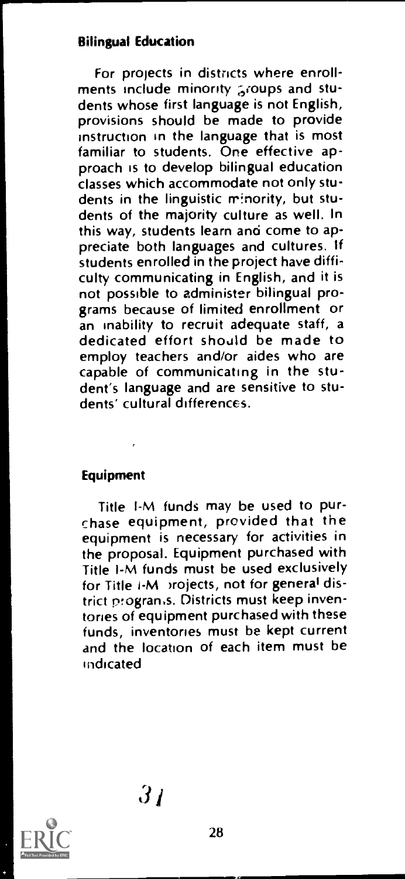## Bilingual Education

For projects in districts where enrollments include minority groups and students whose first language is not English, provisions should be made to provide instruction in the language that is most familiar to students. One effective approach is to develop bilingual education classes which accommodate not only students in the linguistic minority, but students of the majority culture as well. In this way, students learn and come to appreciate both languages and cultures. If students enrolled in the project have difficulty communicating in English, and it is not possible to administer bilingual programs because of limited enrollment or an inability to recruit adequate staff, a dedicated effort should be made to employ teachers and/or aides who are capable of communicating in the student's language and are sensitive to students' cultural differences.

## Equipment

Title I-M funds may be used to purchase equipment, provided that the equipment is necessary for activities in the proposal. Equipment purchased with Title I-M funds must be used exclusively for Title I-M projects, not for general district programs. Districts must keep inventories of equipment purchased with these funds, inventories must be kept current and the location of each item must be indicated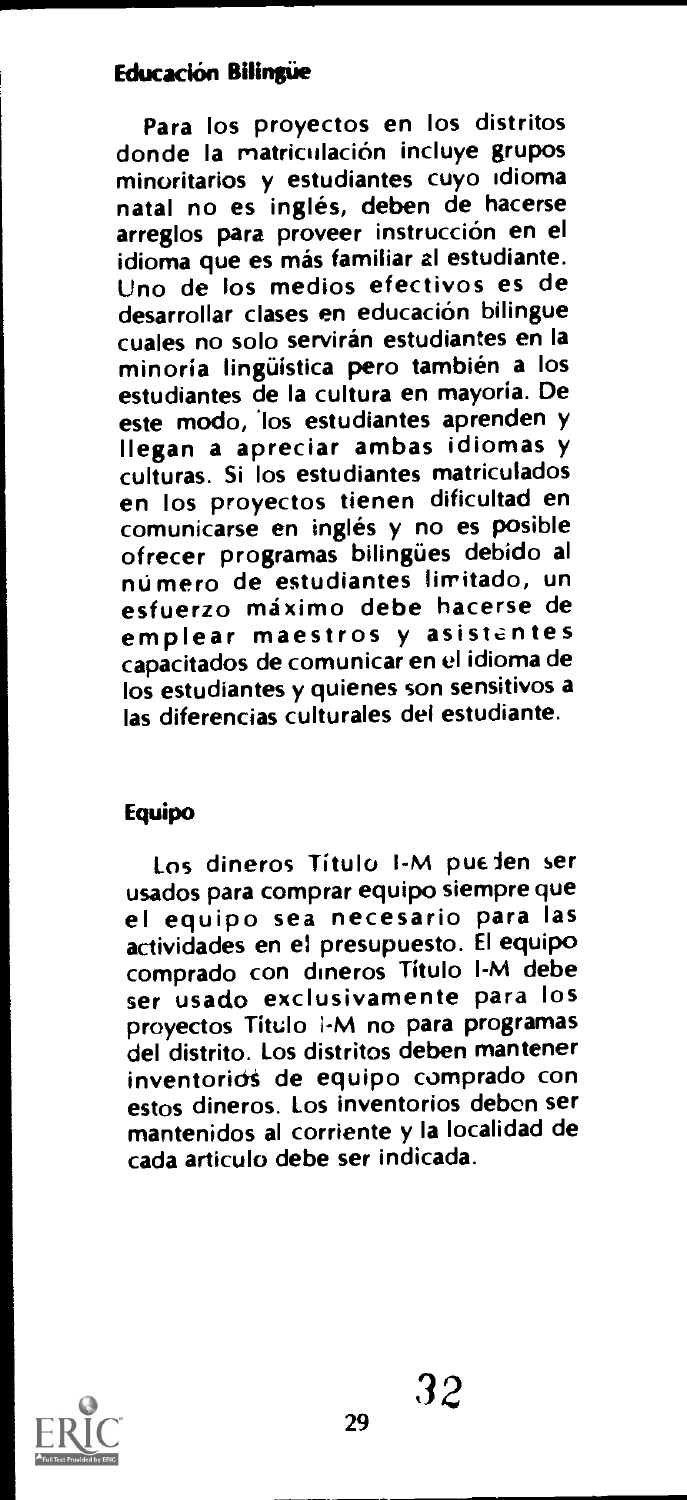## Educación Bilingüe

Para los proyectos en los distritos donde la matriculación incluye grupos minoritarios y estudiantes cuyo idioma natal no es inglés, deben de hacerse arreglos para proveer instrucción en el idioma que es más familiar al estudiante. Uno de los medios efectivos es de desarrollar clases en educación bilingue cuales no solo servirán estudiantes en la minoría lingüística pero también a los estudiantes de la cultura en mayoría. De este modo, los estudiantes aprenden y llegan a apreciar ambas idiomas y culturas. Si los estudiantes matriculados en los proyectos tienen dificultad en comunicarse en inglés y no es posible ofrecer programas bilingües debido al número de estudiantes limitado, un esfuerzo máximo debe hacerse de emplear maestros y asistentes capacitados de comunicar en el idioma de los estudiantes y quienes son sensitivos a las diferencias culturales del estudiante.

## Equipo

Los dineros Título I-M pueden ser usados para comprar equipo siempre que el equipo sea necesario para las actividades en el presupuesto. El equipo comprado con dineros Título I-M debe ser usado exclusivamente para los proyectos Título I-M no para programas del distrito. Los distritos deben mantener inventorios de equipo comprado con estos dineros. Los inventorios deben ser mantenidos al corriente y la localidad de cada artículo debe ser indicada.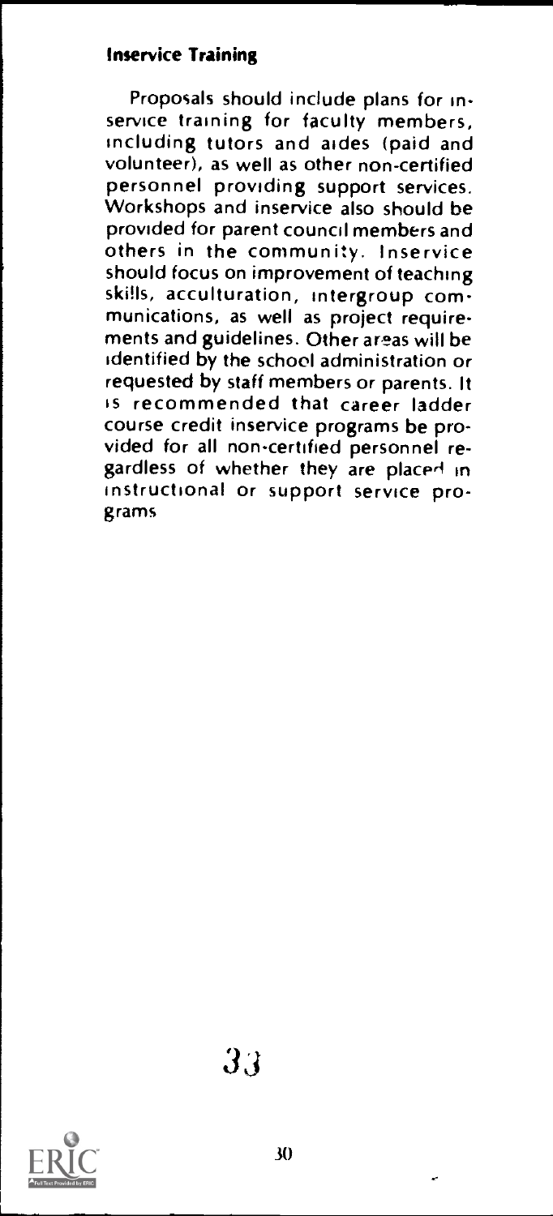### Inservice Training

Proposals should include plans for inservice training for faculty members, including tutors and aides (paid and volunteer), as well as other non-certified personnel providing support services. Workshops and inservice also should be provided for parent council members and others in the community. Inservice should focus on improvement of teaching skills, acculturation, intergroup communications, as well as project requirements and guidelines. Other areas will be identified by the school administration or requested by staff members or parents. It is recommended that career ladder course credit inservice programs be provided for all non-certified personnel regardless of whether they are placed in instructional or support service programs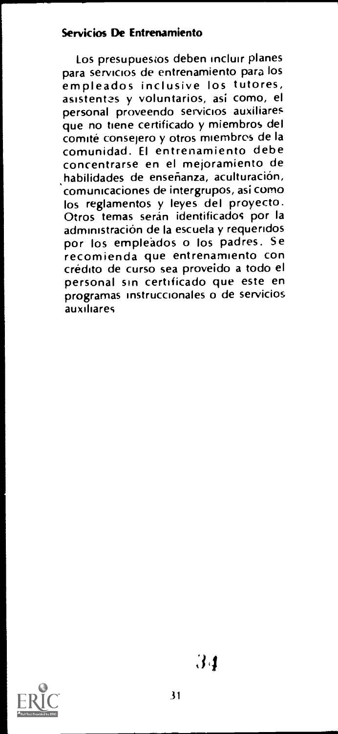**Servicios De Entrenamiento**

Los presupuestos deben incluir planes para servicios de entrenamiento para los empleados inclusive los tutores, asistentes y voluntarios, así como, el personal proveendo servicios auxiliares que no tiene certificado y miembros del comité consejero y otros miembros de la comunidad. El entrenamiento debe concentrarse en el mejoramiento de habilidades de enseñanza, aculturación, comunicaciones de intergrupos, así como los reglamentos y leyes del proyecto. Otros temas serán identificados por la administración de la escuela y requeridos por los empleados o los padres. Se recomienda que entrenamiento con crédito de curso sea proveido a todo el personal sin certificado que este en programas instruccionales o de servicios auxiliares